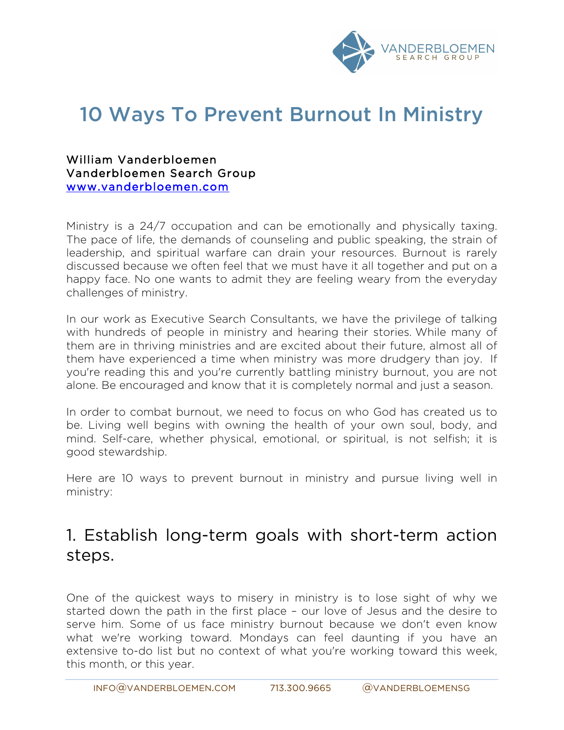# 10 Ways To Prevent Burnout In Ministry

William Vanderbloemen
Vanderbloemen Search Group
[www.vanderbloemen.com](http://www.vanderbloemen.com)

Ministry is a 24/7 occupation and can be emotionally and physically taxing. The pace of life, the demands of counseling and public speaking, the strain of leadership, and spiritual warfare can drain your resources. Burnout is rarely discussed because we often feel that we must have it all together and put on a happy face. No one wants to admit they are feeling weary from the everyday challenges of ministry.

In our work as Executive Search Consultants, we have the privilege of talking with hundreds of people in ministry and hearing their stories. While many of them are in thriving ministries and are excited about their future, almost all of them have experienced a time when ministry was more drudgery than joy. If you're reading this and you're currently battling ministry burnout, you are not alone. Be encouraged and know that it is completely normal and just a season.

In order to combat burnout, we need to focus on who God has created us to be. Living well begins with owning the health of your own soul, body, and mind. Self-care, whether physical, emotional, or spiritual, is not selfish; it is good stewardship.

Here are 10 ways to prevent burnout in ministry and pursue living well in ministry:

## 1. Establish long-term goals with short-term action steps.

One of the quickest ways to misery in ministry is to lose sight of why we started down the path in the first place – our love of Jesus and the desire to serve him. Some of us face ministry burnout because we don't even know what we're working toward. Mondays can feel daunting if you have an extensive to-do list but no context of what you're working toward this week, this month, or this year.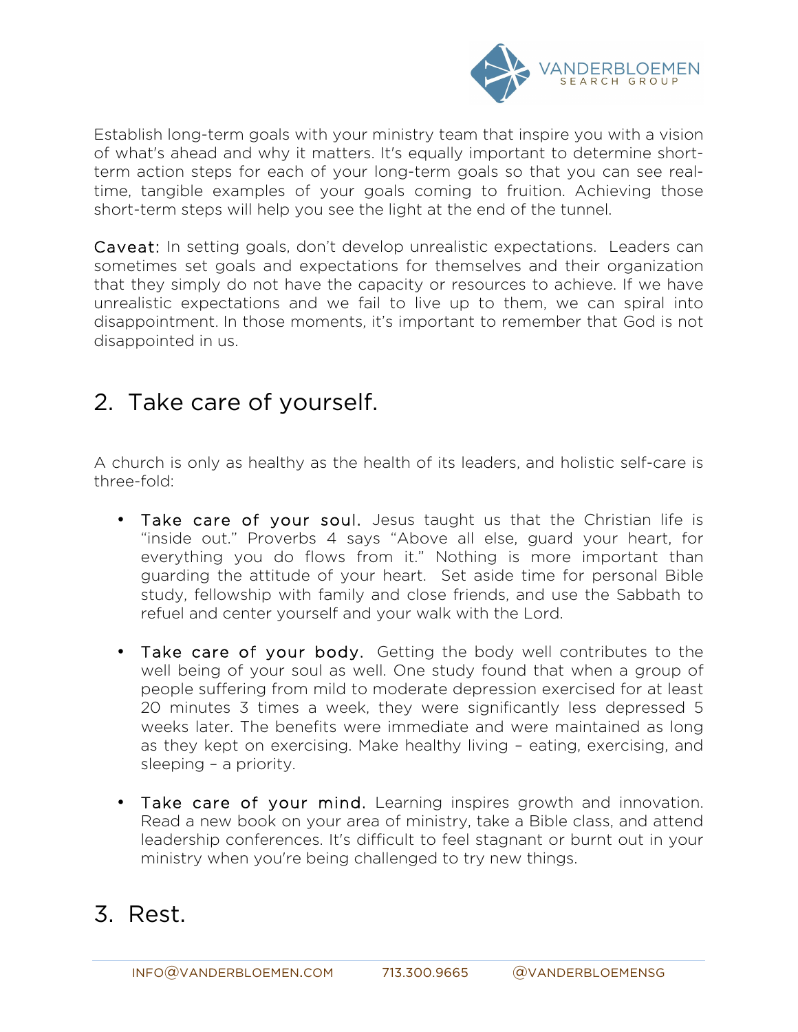Establish long-term goals with your ministry team that inspire you with a vision of what's ahead and why it matters. It's equally important to determine short-term action steps for each of your long-term goals so that you can see real-time, tangible examples of your goals coming to fruition. Achieving those short-term steps will help you see the light at the end of the tunnel.

**Caveat:** In setting goals, don't develop unrealistic expectations. Leaders can sometimes set goals and expectations for themselves and their organization that they simply do not have the capacity or resources to achieve. If we have unrealistic expectations and we fail to live up to them, we can spiral into disappointment. In those moments, it's important to remember that God is not disappointed in us.

## 2. Take care of yourself.

A church is only as healthy as the health of its leaders, and holistic self-care is three-fold:

- **Take care of your soul.** Jesus taught us that the Christian life is "inside out." Proverbs 4 says "Above all else, guard your heart, for everything you do flows from it." Nothing is more important than guarding the attitude of your heart. Set aside time for personal Bible study, fellowship with family and close friends, and use the Sabbath to refuel and center yourself and your walk with the Lord.

- **Take care of your body.** Getting the body well contributes to the well being of your soul as well. One study found that when a group of people suffering from mild to moderate depression exercised for at least 20 minutes 3 times a week, they were significantly less depressed 5 weeks later. The benefits were immediate and were maintained as long as they kept on exercising. Make healthy living – eating, exercising, and sleeping – a priority.

- **Take care of your mind.** Learning inspires growth and innovation. Read a new book on your area of ministry, take a Bible class, and attend leadership conferences. It's difficult to feel stagnant or burnt out in your ministry when you're being challenged to try new things.

## 3. Rest.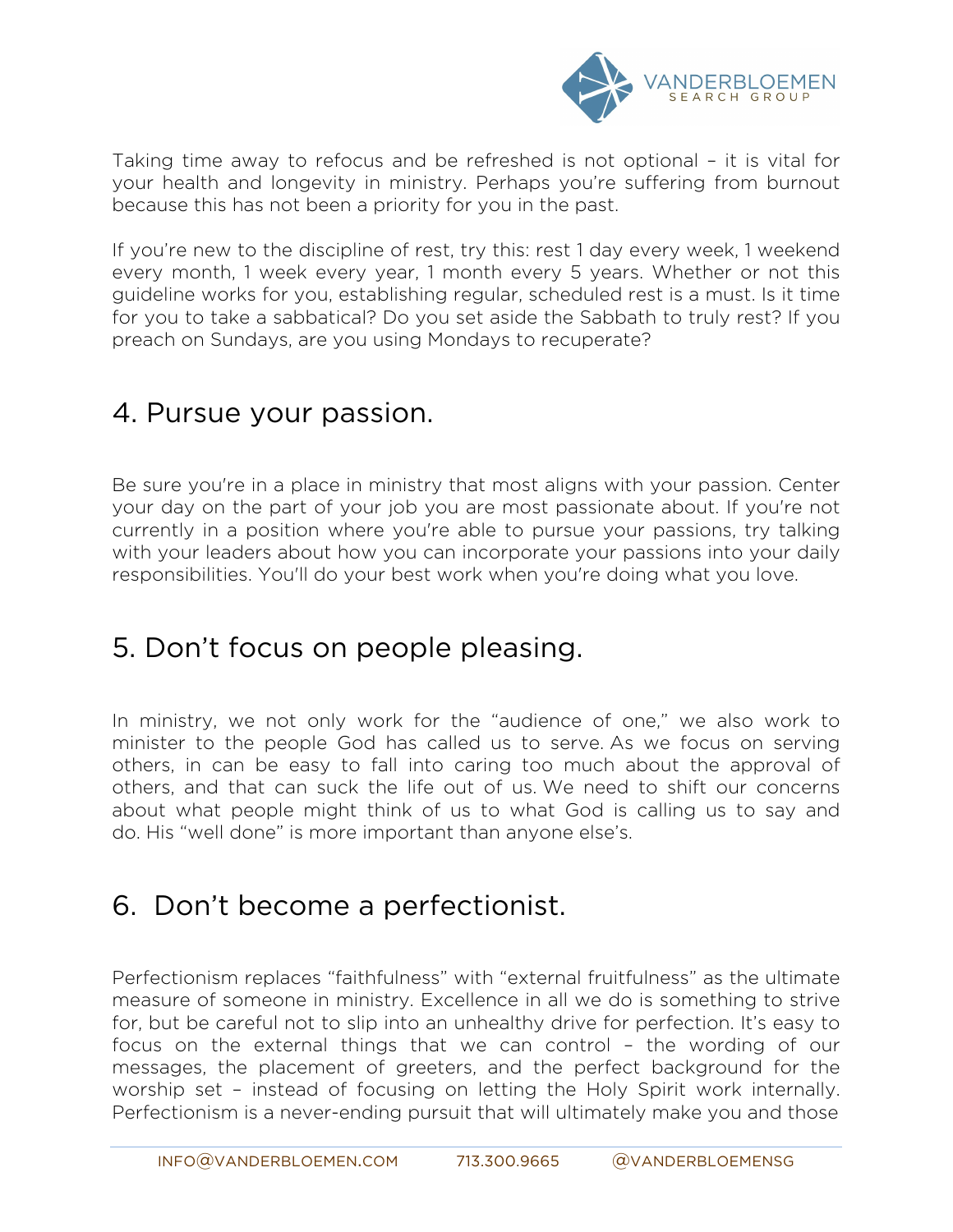Taking time away to refocus and be refreshed is not optional – it is vital for your health and longevity in ministry. Perhaps you're suffering from burnout because this has not been a priority for you in the past.

If you're new to the discipline of rest, try this: rest 1 day every week, 1 weekend every month, 1 week every year, 1 month every 5 years. Whether or not this guideline works for you, establishing regular, scheduled rest is a must. Is it time for you to take a sabbatical? Do you set aside the Sabbath to truly rest? If you preach on Sundays, are you using Mondays to recuperate?

## 4. Pursue your passion.

Be sure you're in a place in ministry that most aligns with your passion. Center your day on the part of your job you are most passionate about. If you're not currently in a position where you're able to pursue your passions, try talking with your leaders about how you can incorporate your passions into your daily responsibilities. You'll do your best work when you're doing what you love.

## 5. Don't focus on people pleasing.

In ministry, we not only work for the "audience of one," we also work to minister to the people God has called us to serve. As we focus on serving others, in can be easy to fall into caring too much about the approval of others, and that can suck the life out of us. We need to shift our concerns about what people might think of us to what God is calling us to say and do. His "well done" is more important than anyone else's.

## 6. Don't become a perfectionist.

Perfectionism replaces "faithfulness" with "external fruitfulness" as the ultimate measure of someone in ministry. Excellence in all we do is something to strive for, but be careful not to slip into an unhealthy drive for perfection. It's easy to focus on the external things that we can control – the wording of our messages, the placement of greeters, and the perfect background for the worship set – instead of focusing on letting the Holy Spirit work internally. Perfectionism is a never-ending pursuit that will ultimately make you and those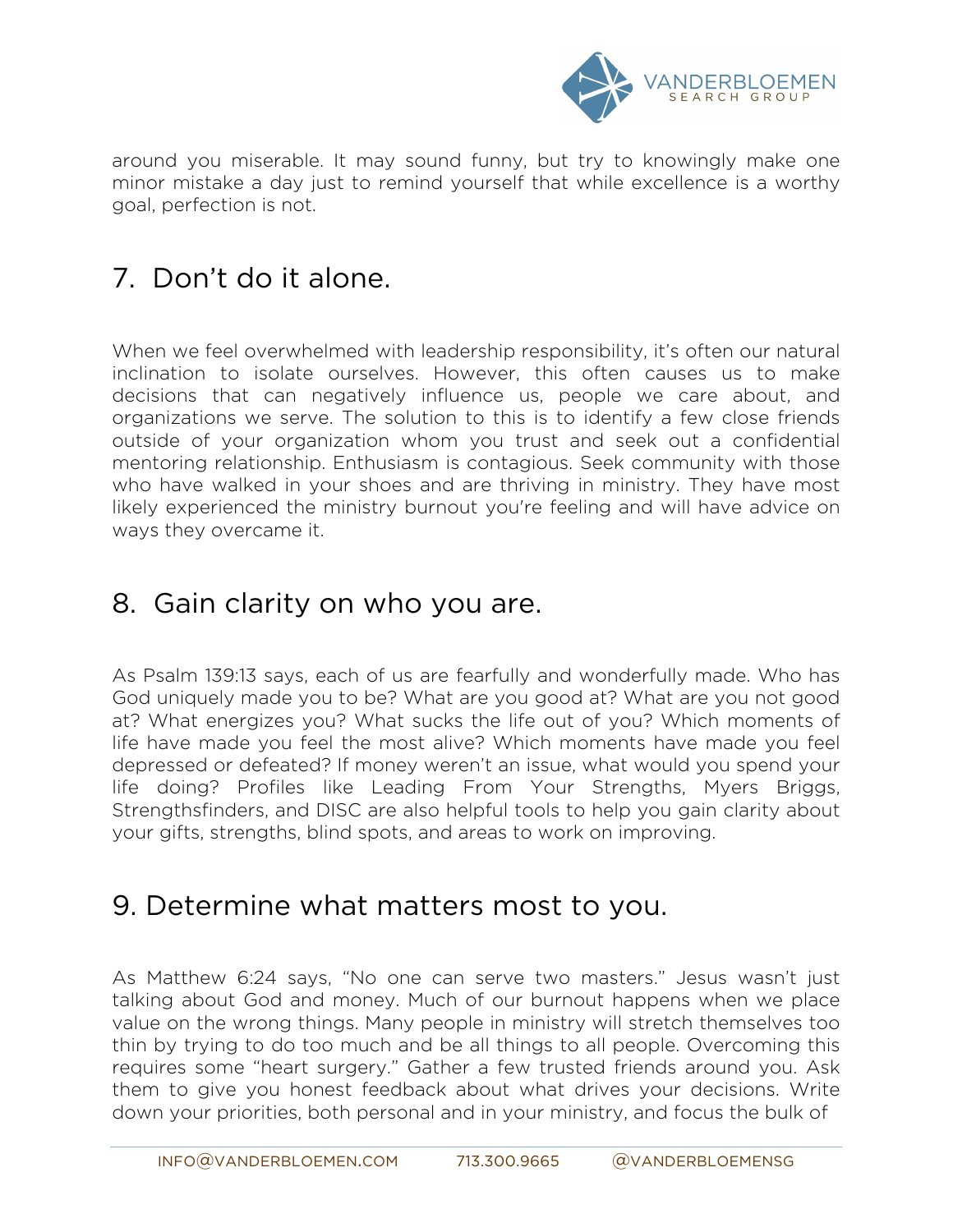around you miserable. It may sound funny, but try to knowingly make one minor mistake a day just to remind yourself that while excellence is a worthy goal, perfection is not.

## 7. Don't do it alone.

When we feel overwhelmed with leadership responsibility, it's often our natural inclination to isolate ourselves. However, this often causes us to make decisions that can negatively influence us, people we care about, and organizations we serve. The solution to this is to identify a few close friends outside of your organization whom you trust and seek out a confidential mentoring relationship. Enthusiasm is contagious. Seek community with those who have walked in your shoes and are thriving in ministry. They have most likely experienced the ministry burnout you're feeling and will have advice on ways they overcame it.

## 8. Gain clarity on who you are.

As Psalm 139:13 says, each of us are fearfully and wonderfully made. Who has God uniquely made you to be? What are you good at? What are you not good at? What energizes you? What sucks the life out of you? Which moments of life have made you feel the most alive? Which moments have made you feel depressed or defeated? If money weren't an issue, what would you spend your life doing? Profiles like Leading From Your Strengths, Myers Briggs, Strengthsfinders, and DISC are also helpful tools to help you gain clarity about your gifts, strengths, blind spots, and areas to work on improving.

## 9. Determine what matters most to you.

As Matthew 6:24 says, "No one can serve two masters." Jesus wasn't just talking about God and money. Much of our burnout happens when we place value on the wrong things. Many people in ministry will stretch themselves too thin by trying to do too much and be all things to all people. Overcoming this requires some "heart surgery." Gather a few trusted friends around you. Ask them to give you honest feedback about what drives your decisions. Write down your priorities, both personal and in your ministry, and focus the bulk of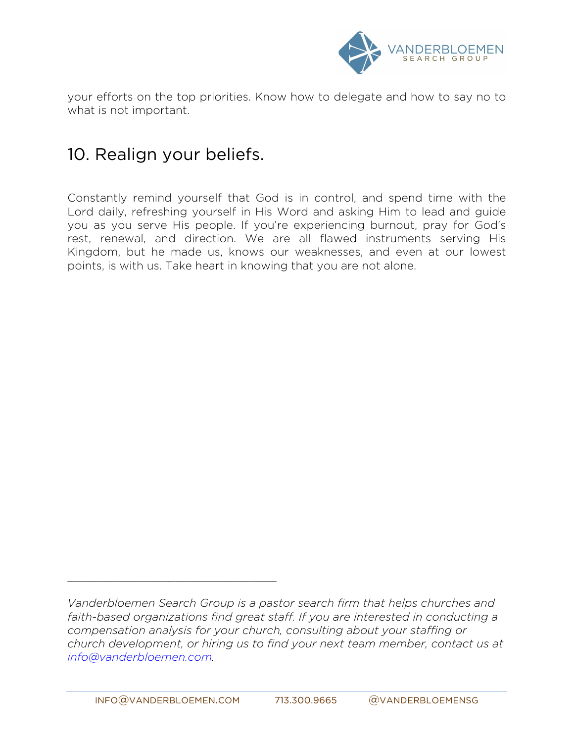your efforts on the top priorities. Know how to delegate and how to say no to what is not important.

## 10. Realign your beliefs.

Constantly remind yourself that God is in control, and spend time with the Lord daily, refreshing yourself in His Word and asking Him to lead and guide you as you serve His people. If you're experiencing burnout, pray for God's rest, renewal, and direction. We are all flawed instruments serving His Kingdom, but he made us, knows our weaknesses, and even at our lowest points, is with us. Take heart in knowing that you are not alone.

---

*Vanderbloemen Search Group is a pastor search firm that helps churches and faith-based organizations find great staff. If you are interested in conducting a compensation analysis for your church, consulting about your staffing or church development, or hiring us to find your next team member, contact us at [info@vanderbloemen.com](mailto:info@vanderbloemen.com).*